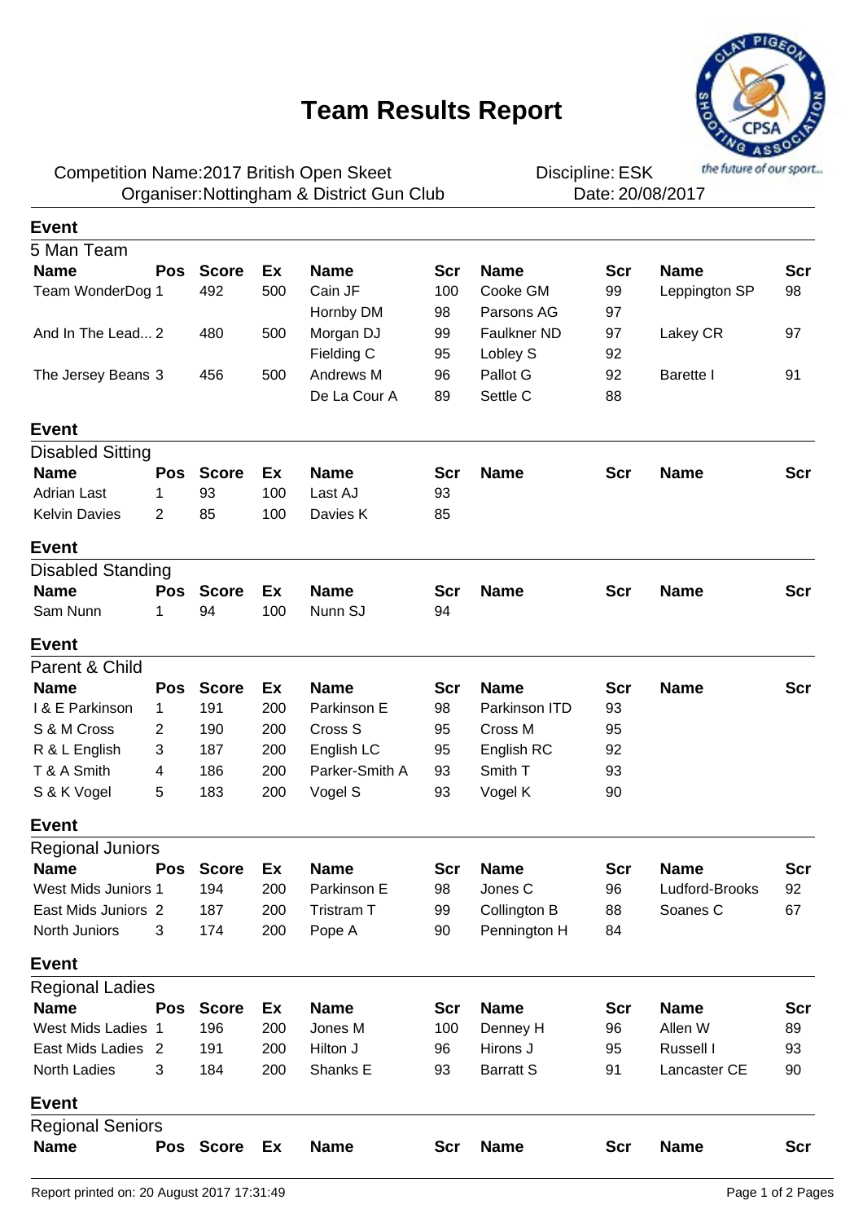# Team Results Report

Competition Name: 2017 British Open Skeet
Organiser: Nottingham & District Gun Club

Discipline: ESK
Date: 20/08/2017

## Event

### 5 Man Team

| Name | Pos | Score | Ex | Name | Scr | Name | Scr | Name | Scr |
|---|---|---|---|---|---|---|---|---|---|
| Team WonderDog | 1 | 492 | 500 | Cain JF | 100 | Cooke GM | 99 | Leppington SP | 98 |
| | | | | Hornby DM | 98 | Parsons AG | 97 | | |
| And In The Lead... | 2 | 480 | 500 | Morgan DJ | 99 | Faulkner ND | 97 | Lakey CR | 97 |
| | | | | Fielding C | 95 | Lobley S | 92 | | |
| The Jersey Beans | 3 | 456 | 500 | Andrews M | 96 | Pallot G | 92 | Barette I | 91 |
| | | | | De La Cour A | 89 | Settle C | 88 | | |

## Event

### Disabled Sitting

| Name | Pos | Score | Ex | Name | Scr | Name | Scr | Name | Scr |
|---|---|---|---|---|---|---|---|---|---|
| Adrian Last | 1 | 93 | 100 | Last AJ | 93 | | | | |
| Kelvin Davies | 2 | 85 | 100 | Davies K | 85 | | | | |

## Event

### Disabled Standing

| Name | Pos | Score | Ex | Name | Scr | Name | Scr | Name | Scr |
|---|---|---|---|---|---|---|---|---|---|
| Sam Nunn | 1 | 94 | 100 | Nunn SJ | 94 | | | | |

## Event

### Parent & Child

| Name | Pos | Score | Ex | Name | Scr | Name | Scr | Name | Scr |
|---|---|---|---|---|---|---|---|---|---|
| I & E Parkinson | 1 | 191 | 200 | Parkinson E | 98 | Parkinson ITD | 93 | | |
| S & M Cross | 2 | 190 | 200 | Cross S | 95 | Cross M | 95 | | |
| R & L English | 3 | 187 | 200 | English LC | 95 | English RC | 92 | | |
| T & A Smith | 4 | 186 | 200 | Parker-Smith A | 93 | Smith T | 93 | | |
| S & K Vogel | 5 | 183 | 200 | Vogel S | 93 | Vogel K | 90 | | |

## Event

### Regional Juniors

| Name | Pos | Score | Ex | Name | Scr | Name | Scr | Name | Scr |
|---|---|---|---|---|---|---|---|---|---|
| West Mids Juniors | 1 | 194 | 200 | Parkinson E | 98 | Jones C | 96 | Ludford-Brooks | 92 |
| East Mids Juniors | 2 | 187 | 200 | Tristram T | 99 | Collington B | 88 | Soanes C | 67 |
| North Juniors | 3 | 174 | 200 | Pope A | 90 | Pennington H | 84 | | |

## Event

### Regional Ladies

| Name | Pos | Score | Ex | Name | Scr | Name | Scr | Name | Scr |
|---|---|---|---|---|---|---|---|---|---|
| West Mids Ladies | 1 | 196 | 200 | Jones M | 100 | Denney H | 96 | Allen W | 89 |
| East Mids Ladies | 2 | 191 | 200 | Hilton J | 96 | Hirons J | 95 | Russell I | 93 |
| North Ladies | 3 | 184 | 200 | Shanks E | 93 | Barratt S | 91 | Lancaster CE | 90 |

## Event

### Regional Seniors

| Name | Pos | Score | Ex | Name | Scr | Name | Scr | Name | Scr |
|---|---|---|---|---|---|---|---|---|---|

Report printed on: 20 August 2017 17:31:49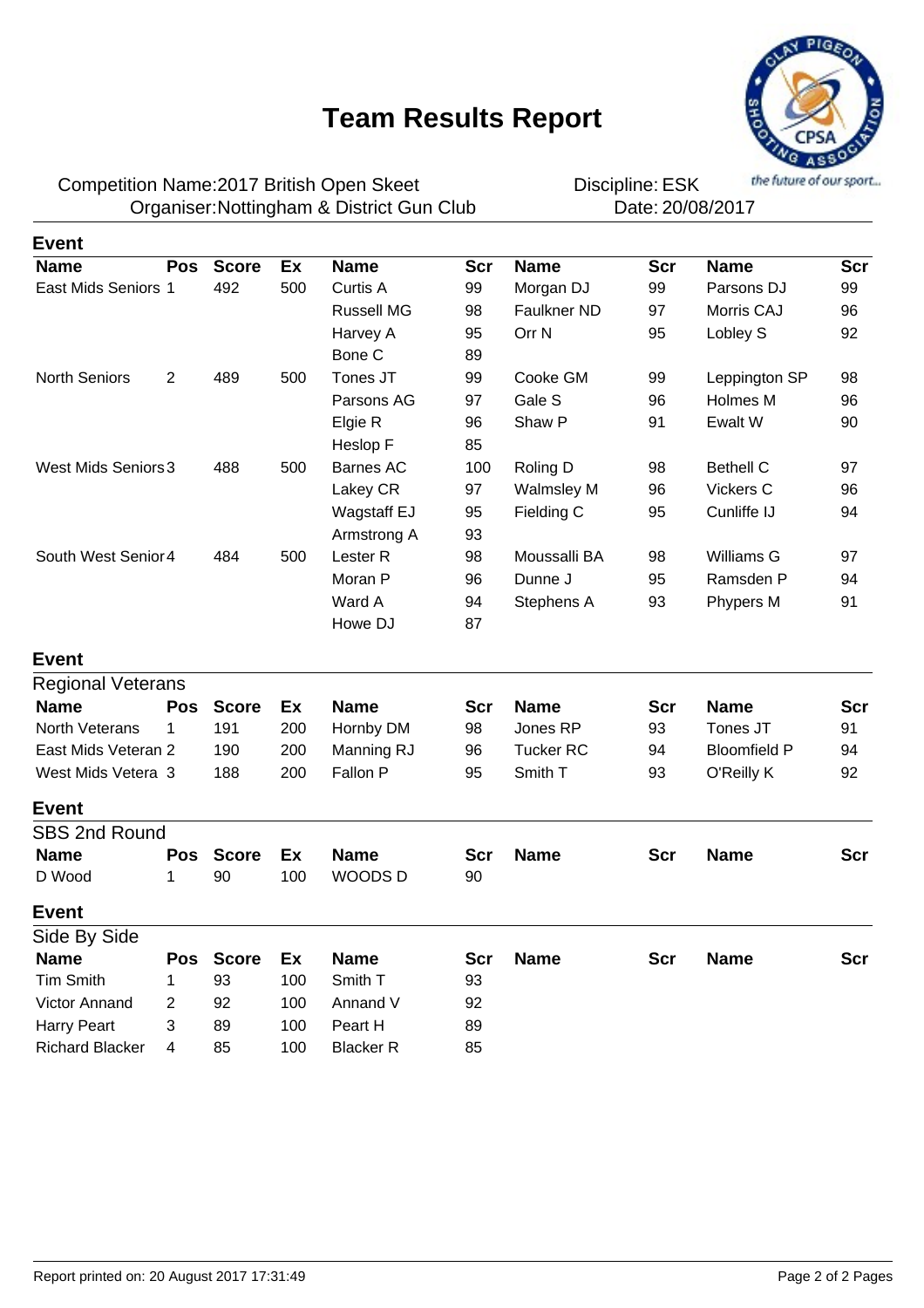# Team Results Report

Competition Name:2017 British Open Skeet
Organiser:Nottingham & District Gun Club

Discipline: ESK
Date: 20/08/2017

## Event

| Name | Pos | Score | Ex | Name | Scr | Name | Scr | Name | Scr |
|---|---|---|---|---|---|---|---|---|---|
| East Mids Seniors | 1 | 492 | 500 | Curtis A | 99 | Morgan DJ | 99 | Parsons DJ | 99 |
| | | | | Russell MG | 98 | Faulkner ND | 97 | Morris CAJ | 96 |
| | | | | Harvey A | 95 | Orr N | 95 | Lobley S | 92 |
| | | | | Bone C | 89 | | | | |
| North Seniors | 2 | 489 | 500 | Tones JT | 99 | Cooke GM | 99 | Leppington SP | 98 |
| | | | | Parsons AG | 97 | Gale S | 96 | Holmes M | 96 |
| | | | | Elgie R | 96 | Shaw P | 91 | Ewalt W | 90 |
| | | | | Heslop F | 85 | | | | |
| West Mids Seniors | 3 | 488 | 500 | Barnes AC | 100 | Roling D | 98 | Bethell C | 97 |
| | | | | Lakey CR | 97 | Walmsley M | 96 | Vickers C | 96 |
| | | | | Wagstaff EJ | 95 | Fielding C | 95 | Cunliffe IJ | 94 |
| | | | | Armstrong A | 93 | | | | |
| South West Senior | 4 | 484 | 500 | Lester R | 98 | Moussalli BA | 98 | Williams G | 97 |
| | | | | Moran P | 96 | Dunne J | 95 | Ramsden P | 94 |
| | | | | Ward A | 94 | Stephens A | 93 | Phypers M | 91 |
| | | | | Howe DJ | 87 | | | | |

## Event

Regional Veterans

| Name | Pos | Score | Ex | Name | Scr | Name | Scr | Name | Scr |
|---|---|---|---|---|---|---|---|---|---|
| North Veterans | 1 | 191 | 200 | Hornby DM | 98 | Jones RP | 93 | Tones JT | 91 |
| East Mids Veteran | 2 | 190 | 200 | Manning RJ | 96 | Tucker RC | 94 | Bloomfield P | 94 |
| West Mids Vetera | 3 | 188 | 200 | Fallon P | 95 | Smith T | 93 | O'Reilly K | 92 |

## Event

SBS 2nd Round

| Name | Pos | Score | Ex | Name | Scr | Name | Scr | Name | Scr |
|---|---|---|---|---|---|---|---|---|---|
| D Wood | 1 | 90 | 100 | WOODS D | 90 | | | | |

## Event

Side By Side

| Name | Pos | Score | Ex | Name | Scr | Name | Scr | Name | Scr |
|---|---|---|---|---|---|---|---|---|---|
| Tim Smith | 1 | 93 | 100 | Smith T | 93 | | | | |
| Victor Annand | 2 | 92 | 100 | Annand V | 92 | | | | |
| Harry Peart | 3 | 89 | 100 | Peart H | 89 | | | | |
| Richard Blacker | 4 | 85 | 100 | Blacker R | 85 | | | | |

Report printed on: 20 August 2017 17:31:49